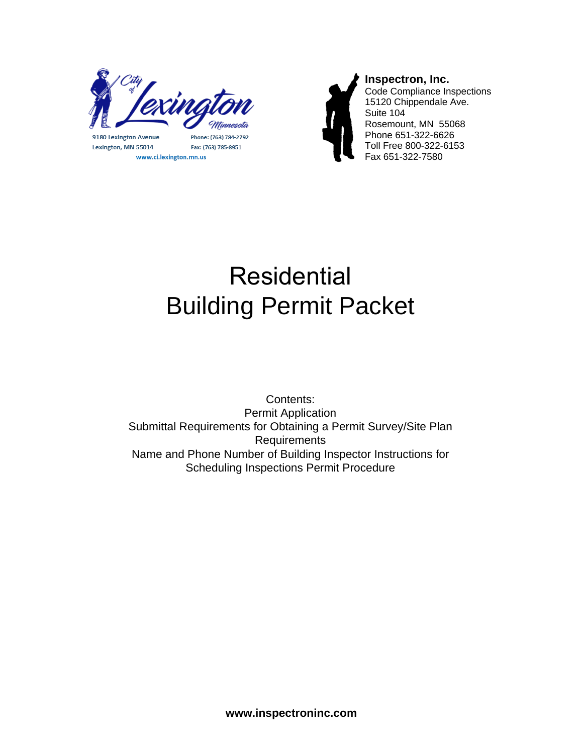City of Lexington Minnesota

9180 Lexington Avenue
Lexington, MN 55014

Phone: (763) 784-2792
Fax: (763) 785-8951

www.ci.lexington.mn.us

**Inspectron, Inc.**
Code Compliance Inspections
15120 Chippendale Ave.
Suite 104
Rosemount, MN 55068
Phone 651-322-6626
Toll Free 800-322-6153
Fax 651-322-7580

# Residential Building Permit Packet

Contents:
Permit Application
Submittal Requirements for Obtaining a Permit Survey/Site Plan Requirements
Name and Phone Number of Building Inspector Instructions for Scheduling Inspections Permit Procedure

**www.inspectroninc.com**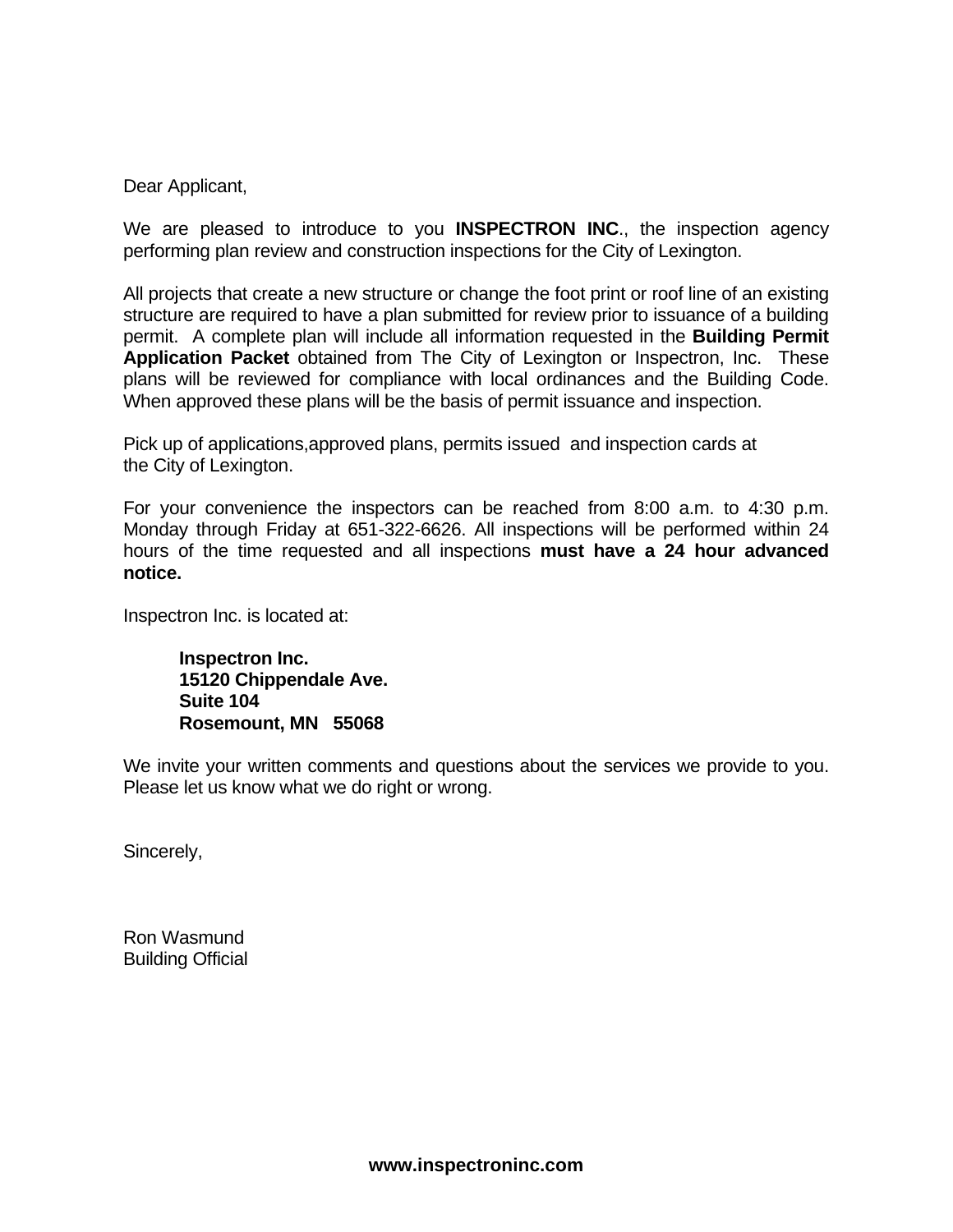Dear Applicant,

We are pleased to introduce to you **INSPECTRON INC**., the inspection agency performing plan review and construction inspections for the City of Lexington.

All projects that create a new structure or change the foot print or roof line of an existing structure are required to have a plan submitted for review prior to issuance of a building permit. A complete plan will include all information requested in the **Building Permit Application Packet** obtained from The City of Lexington or Inspectron, Inc. These plans will be reviewed for compliance with local ordinances and the Building Code. When approved these plans will be the basis of permit issuance and inspection.

Pick up of applications,approved plans, permits issued and inspection cards at the City of Lexington.

For your convenience the inspectors can be reached from 8:00 a.m. to 4:30 p.m. Monday through Friday at 651-322-6626. All inspections will be performed within 24 hours of the time requested and all inspections **must have a 24 hour advanced notice.**

Inspectron Inc. is located at:

> **Inspectron Inc.**
> **15120 Chippendale Ave.**
> **Suite 104**
> **Rosemount, MN 55068**

We invite your written comments and questions about the services we provide to you. Please let us know what we do right or wrong.

Sincerely,

Ron Wasmund
Building Official

**www.inspectroninc.com**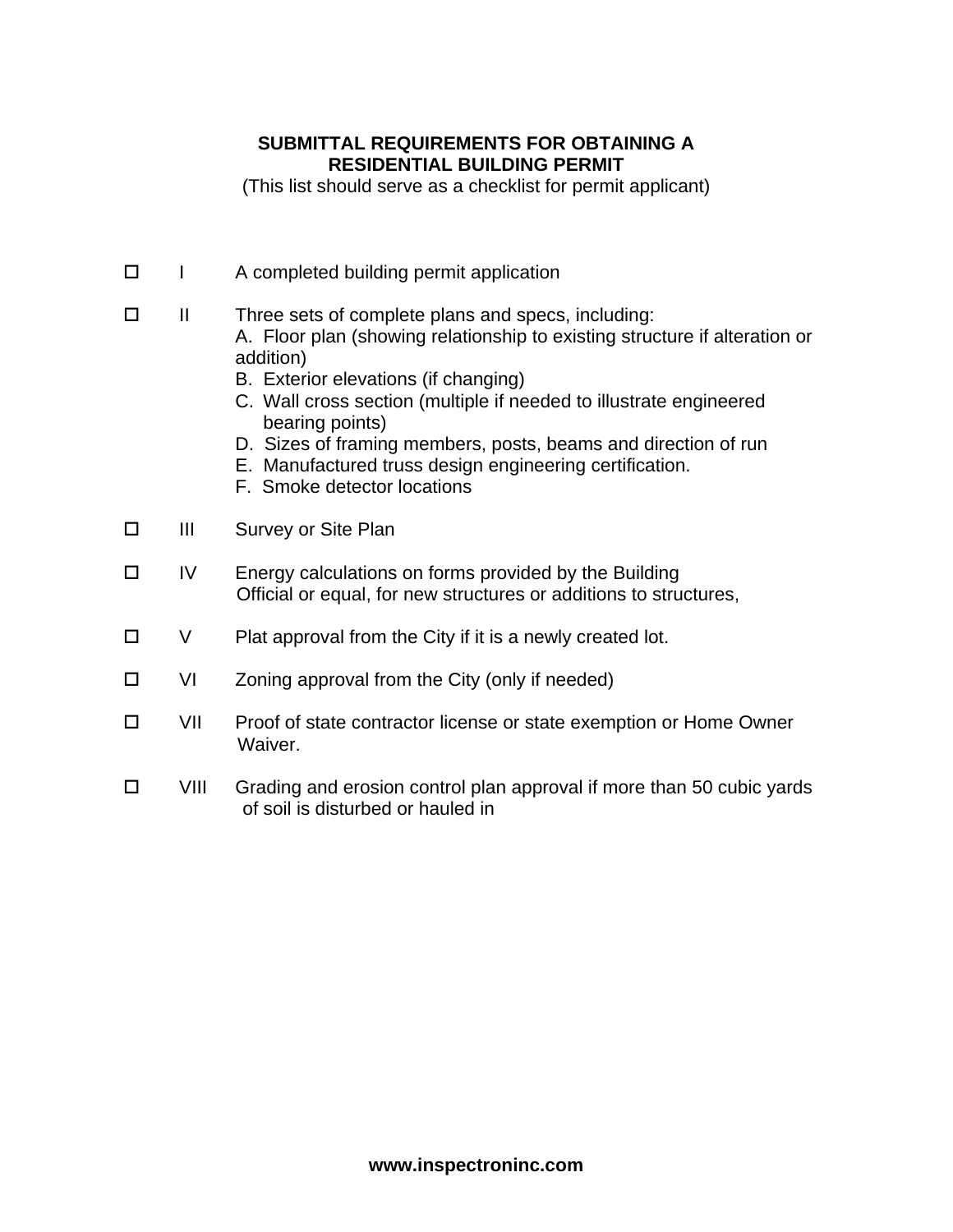## SUBMITTAL REQUIREMENTS FOR OBTAINING A RESIDENTIAL BUILDING PERMIT

(This list should serve as a checklist for permit applicant)

- ☐ I A completed building permit application
- ☐ II Three sets of complete plans and specs, including:
  - A. Floor plan (showing relationship to existing structure if alteration or addition)
  - B. Exterior elevations (if changing)
  - C. Wall cross section (multiple if needed to illustrate engineered bearing points)
  - D. Sizes of framing members, posts, beams and direction of run
  - E. Manufactured truss design engineering certification.
  - F. Smoke detector locations
- ☐ III Survey or Site Plan
- ☐ IV Energy calculations on forms provided by the Building Official or equal, for new structures or additions to structures,
- ☐ V Plat approval from the City if it is a newly created lot.
- ☐ VI Zoning approval from the City (only if needed)
- ☐ VII Proof of state contractor license or state exemption or Home Owner Waiver.
- ☐ VIII Grading and erosion control plan approval if more than 50 cubic yards of soil is disturbed or hauled in

**www.inspectroninc.com**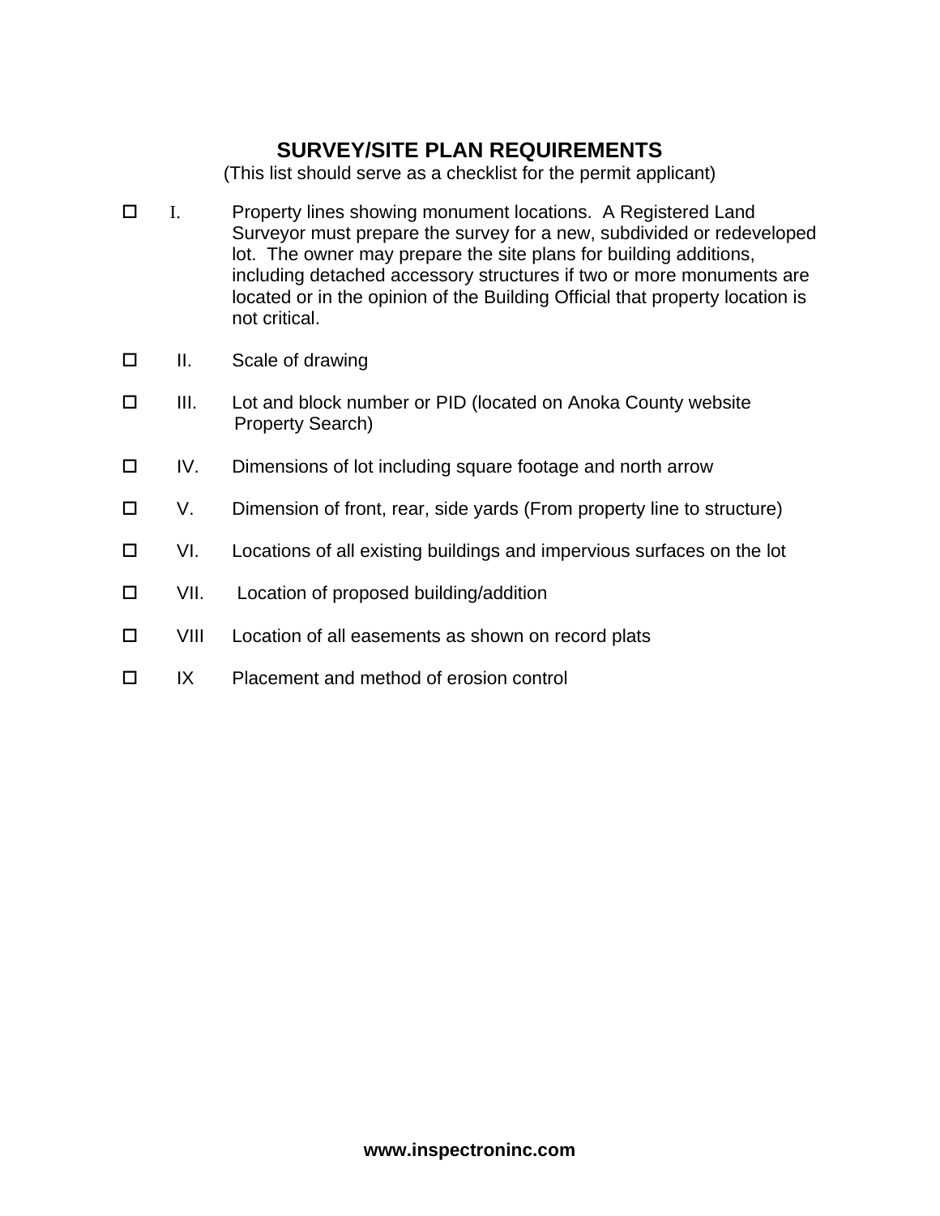# SURVEY/SITE PLAN REQUIREMENTS

(This list should serve as a checklist for the permit applicant)

- ☐ I. Property lines showing monument locations. A Registered Land Surveyor must prepare the survey for a new, subdivided or redeveloped lot. The owner may prepare the site plans for building additions, including detached accessory structures if two or more monuments are located or in the opinion of the Building Official that property location is not critical.
- ☐ II. Scale of drawing
- ☐ III. Lot and block number or PID (located on Anoka County website Property Search)
- ☐ IV. Dimensions of lot including square footage and north arrow
- ☐ V. Dimension of front, rear, side yards (From property line to structure)
- ☐ VI. Locations of all existing buildings and impervious surfaces on the lot
- ☐ VII. Location of proposed building/addition
- ☐ VIII Location of all easements as shown on record plats
- ☐ IX Placement and method of erosion control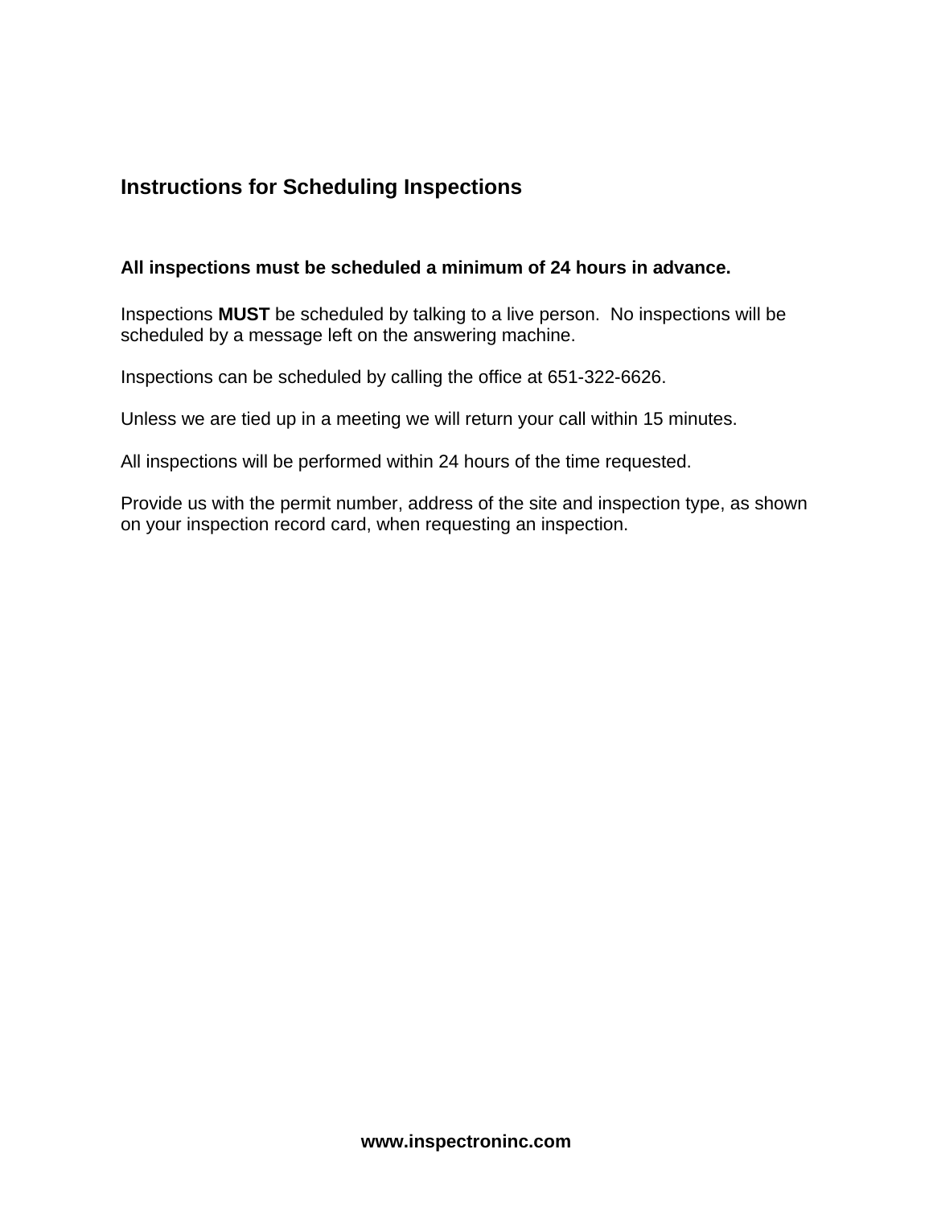## Instructions for Scheduling Inspections

**All inspections must be scheduled a minimum of 24 hours in advance.**

Inspections **MUST** be scheduled by talking to a live person. No inspections will be scheduled by a message left on the answering machine.

Inspections can be scheduled by calling the office at 651-322-6626.

Unless we are tied up in a meeting we will return your call within 15 minutes.

All inspections will be performed within 24 hours of the time requested.

Provide us with the permit number, address of the site and inspection type, as shown on your inspection record card, when requesting an inspection.

**www.inspectroninc.com**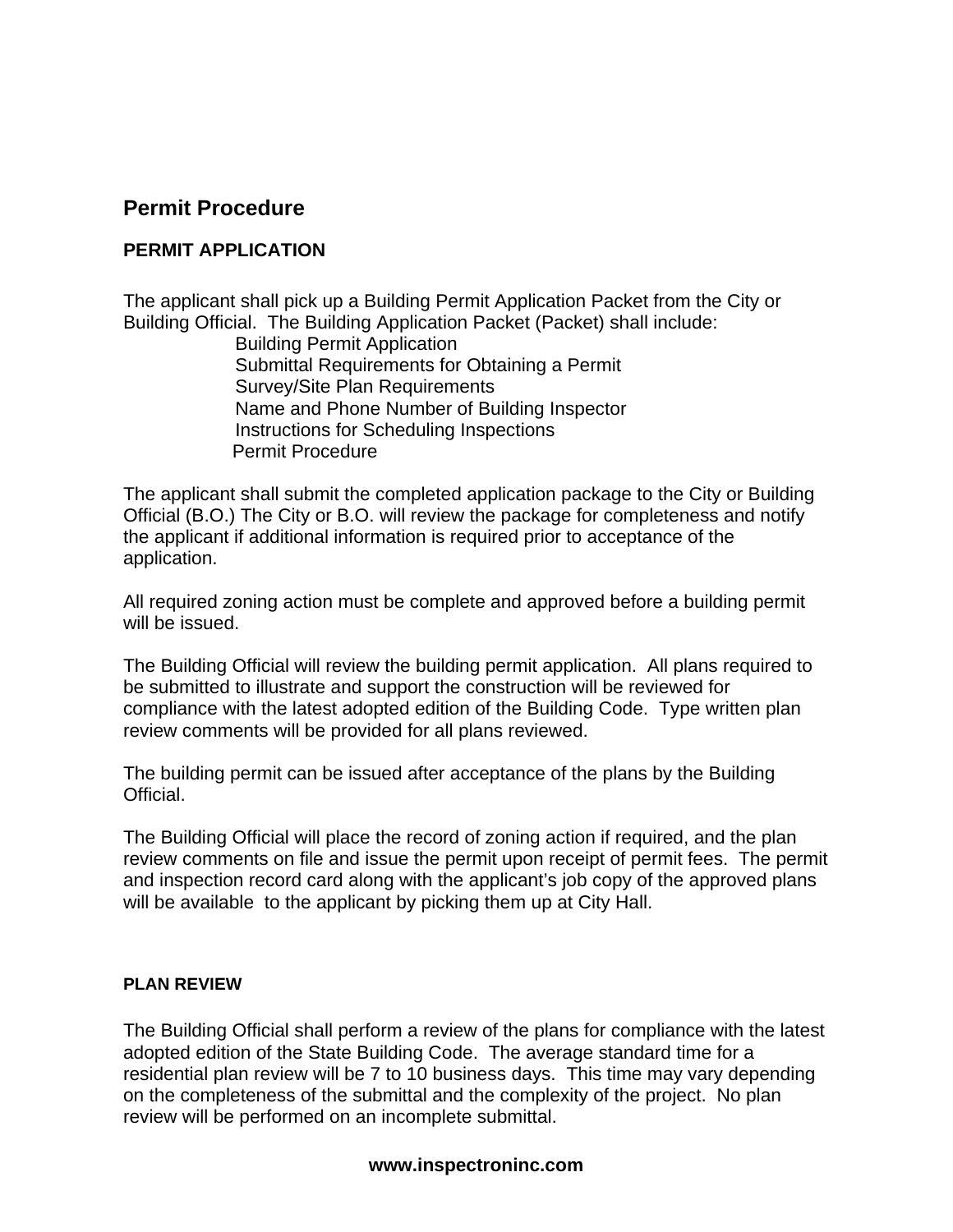## Permit Procedure

### PERMIT APPLICATION

The applicant shall pick up a Building Permit Application Packet from the City or Building Official. The Building Application Packet (Packet) shall include:

- Building Permit Application
- Submittal Requirements for Obtaining a Permit
- Survey/Site Plan Requirements
- Name and Phone Number of Building Inspector
- Instructions for Scheduling Inspections
- Permit Procedure

The applicant shall submit the completed application package to the City or Building Official (B.O.) The City or B.O. will review the package for completeness and notify the applicant if additional information is required prior to acceptance of the application.

All required zoning action must be complete and approved before a building permit will be issued.

The Building Official will review the building permit application. All plans required to be submitted to illustrate and support the construction will be reviewed for compliance with the latest adopted edition of the Building Code. Type written plan review comments will be provided for all plans reviewed.

The building permit can be issued after acceptance of the plans by the Building Official.

The Building Official will place the record of zoning action if required, and the plan review comments on file and issue the permit upon receipt of permit fees. The permit and inspection record card along with the applicant's job copy of the approved plans will be available to the applicant by picking them up at City Hall.

### PLAN REVIEW

The Building Official shall perform a review of the plans for compliance with the latest adopted edition of the State Building Code. The average standard time for a residential plan review will be 7 to 10 business days. This time may vary depending on the completeness of the submittal and the complexity of the project. No plan review will be performed on an incomplete submittal.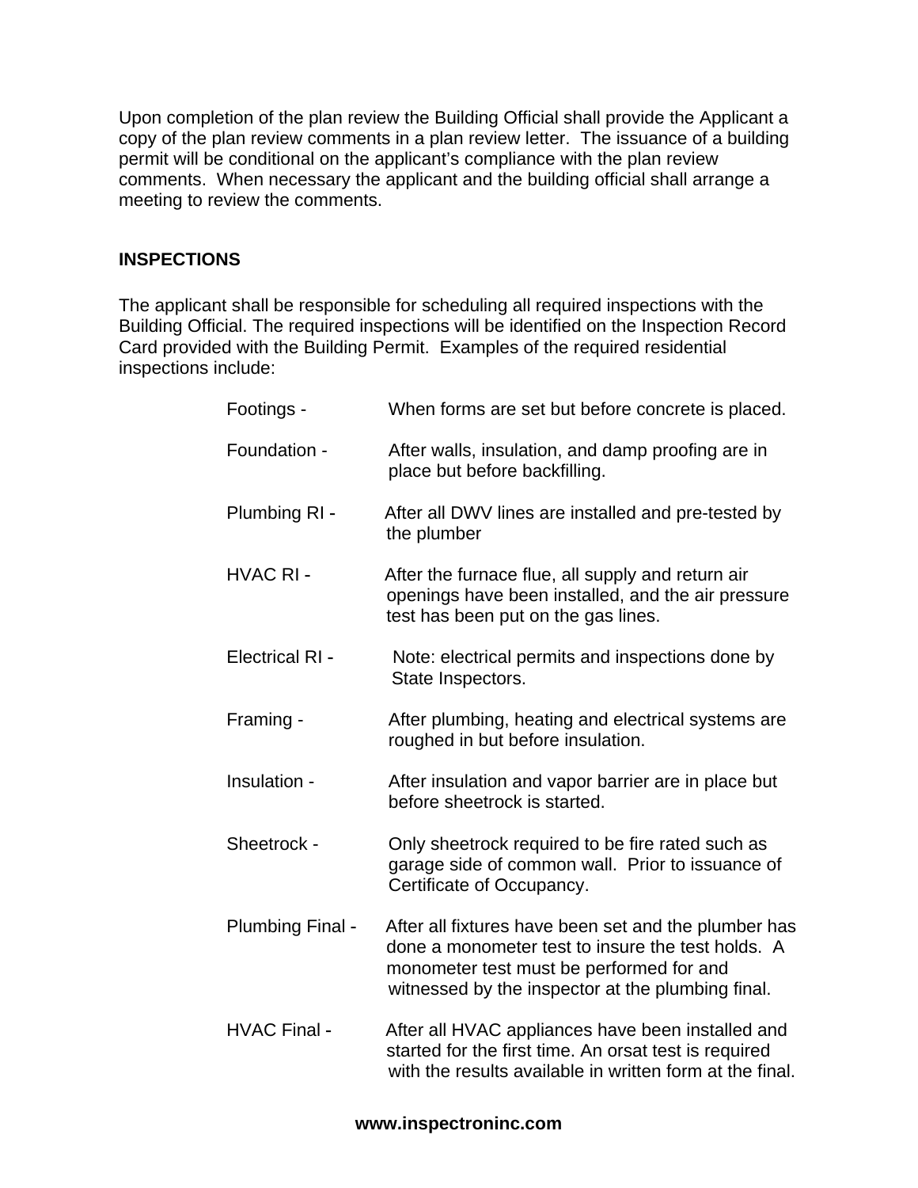Upon completion of the plan review the Building Official shall provide the Applicant a copy of the plan review comments in a plan review letter. The issuance of a building permit will be conditional on the applicant's compliance with the plan review comments. When necessary the applicant and the building official shall arrange a meeting to review the comments.

**INSPECTIONS**

The applicant shall be responsible for scheduling all required inspections with the Building Official. The required inspections will be identified on the Inspection Record Card provided with the Building Permit. Examples of the required residential inspections include:

Footings - When forms are set but before concrete is placed.

Foundation - After walls, insulation, and damp proofing are in place but before backfilling.

Plumbing RI - After all DWV lines are installed and pre-tested by the plumber

HVAC RI - After the furnace flue, all supply and return air openings have been installed, and the air pressure test has been put on the gas lines.

Electrical RI - Note: electrical permits and inspections done by State Inspectors.

Framing - After plumbing, heating and electrical systems are roughed in but before insulation.

Insulation - After insulation and vapor barrier are in place but before sheetrock is started.

Sheetrock - Only sheetrock required to be fire rated such as garage side of common wall. Prior to issuance of Certificate of Occupancy.

Plumbing Final - After all fixtures have been set and the plumber has done a monometer test to insure the test holds. A monometer test must be performed for and witnessed by the inspector at the plumbing final.

HVAC Final - After all HVAC appliances have been installed and started for the first time. An orsat test is required with the results available in written form at the final.

**www.inspectroninc.com**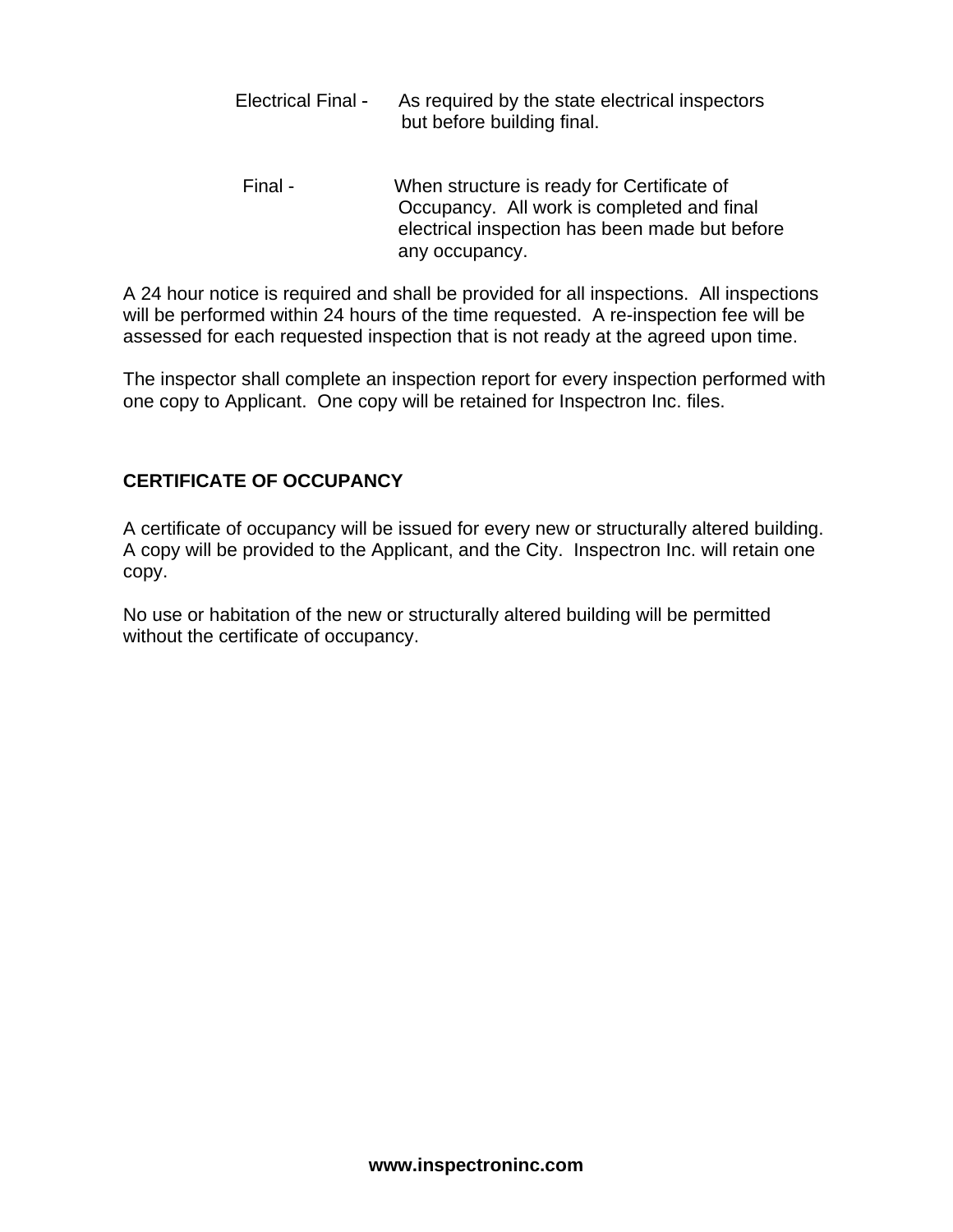Electrical Final - As required by the state electrical inspectors but before building final.

Final - When structure is ready for Certificate of Occupancy. All work is completed and final electrical inspection has been made but before any occupancy.

A 24 hour notice is required and shall be provided for all inspections. All inspections will be performed within 24 hours of the time requested. A re-inspection fee will be assessed for each requested inspection that is not ready at the agreed upon time.

The inspector shall complete an inspection report for every inspection performed with one copy to Applicant. One copy will be retained for Inspectron Inc. files.

**CERTIFICATE OF OCCUPANCY**

A certificate of occupancy will be issued for every new or structurally altered building. A copy will be provided to the Applicant, and the City. Inspectron Inc. will retain one copy.

No use or habitation of the new or structurally altered building will be permitted without the certificate of occupancy.